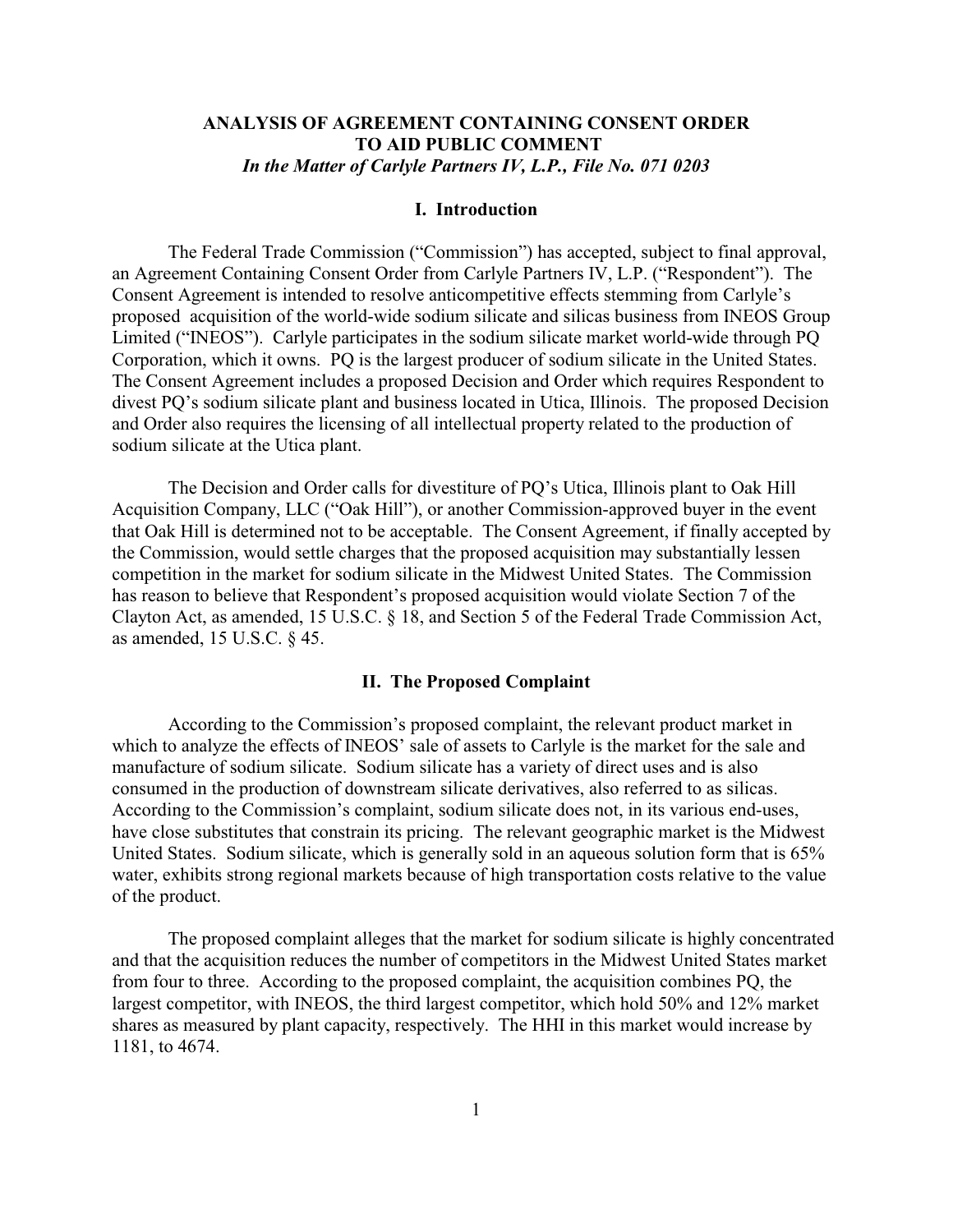# ANALYSIS OF AGREEMENT CONTAINING CONSENT ORDER TO AID PUBLIC COMMENT

***In the Matter of Carlyle Partners IV, L.P., File No. 071 0203***

## I. Introduction

The Federal Trade Commission ("Commission") has accepted, subject to final approval, an Agreement Containing Consent Order from Carlyle Partners IV, L.P. ("Respondent"). The Consent Agreement is intended to resolve anticompetitive effects stemming from Carlyle's proposed acquisition of the world-wide sodium silicate and silicas business from INEOS Group Limited ("INEOS"). Carlyle participates in the sodium silicate market world-wide through PQ Corporation, which it owns. PQ is the largest producer of sodium silicate in the United States. The Consent Agreement includes a proposed Decision and Order which requires Respondent to divest PQ's sodium silicate plant and business located in Utica, Illinois. The proposed Decision and Order also requires the licensing of all intellectual property related to the production of sodium silicate at the Utica plant.

The Decision and Order calls for divestiture of PQ's Utica, Illinois plant to Oak Hill Acquisition Company, LLC ("Oak Hill"), or another Commission-approved buyer in the event that Oak Hill is determined not to be acceptable. The Consent Agreement, if finally accepted by the Commission, would settle charges that the proposed acquisition may substantially lessen competition in the market for sodium silicate in the Midwest United States. The Commission has reason to believe that Respondent's proposed acquisition would violate Section 7 of the Clayton Act, as amended, 15 U.S.C. § 18, and Section 5 of the Federal Trade Commission Act, as amended, 15 U.S.C. § 45.

## II. The Proposed Complaint

According to the Commission's proposed complaint, the relevant product market in which to analyze the effects of INEOS' sale of assets to Carlyle is the market for the sale and manufacture of sodium silicate. Sodium silicate has a variety of direct uses and is also consumed in the production of downstream silicate derivatives, also referred to as silicas. According to the Commission's complaint, sodium silicate does not, in its various end-uses, have close substitutes that constrain its pricing. The relevant geographic market is the Midwest United States. Sodium silicate, which is generally sold in an aqueous solution form that is 65% water, exhibits strong regional markets because of high transportation costs relative to the value of the product.

The proposed complaint alleges that the market for sodium silicate is highly concentrated and that the acquisition reduces the number of competitors in the Midwest United States market from four to three. According to the proposed complaint, the acquisition combines PQ, the largest competitor, with INEOS, the third largest competitor, which hold 50% and 12% market shares as measured by plant capacity, respectively. The HHI in this market would increase by 1181, to 4674.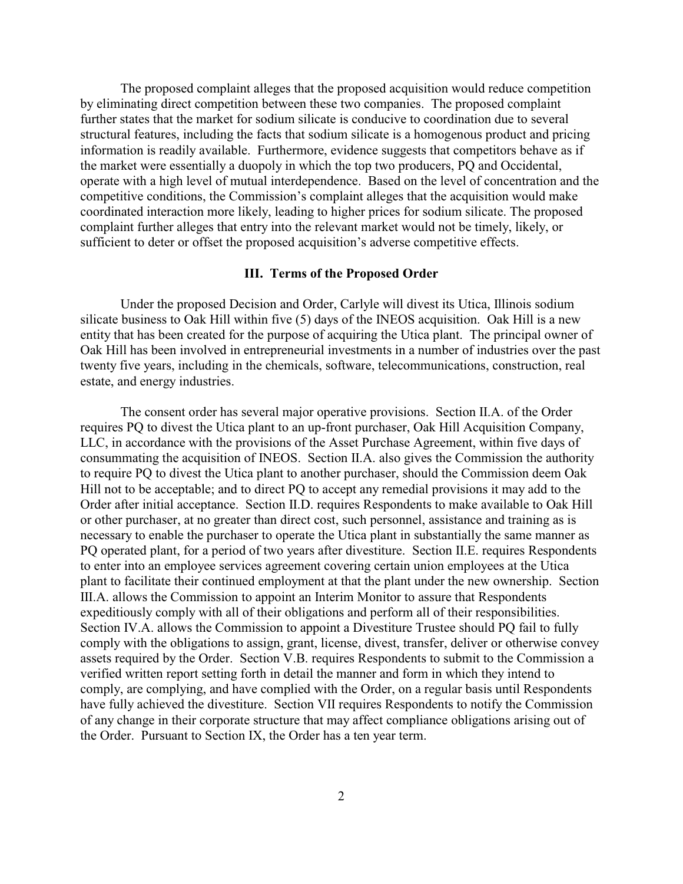The proposed complaint alleges that the proposed acquisition would reduce competition by eliminating direct competition between these two companies. The proposed complaint further states that the market for sodium silicate is conducive to coordination due to several structural features, including the facts that sodium silicate is a homogenous product and pricing information is readily available. Furthermore, evidence suggests that competitors behave as if the market were essentially a duopoly in which the top two producers, PQ and Occidental, operate with a high level of mutual interdependence. Based on the level of concentration and the competitive conditions, the Commission's complaint alleges that the acquisition would make coordinated interaction more likely, leading to higher prices for sodium silicate. The proposed complaint further alleges that entry into the relevant market would not be timely, likely, or sufficient to deter or offset the proposed acquisition's adverse competitive effects.

## III. Terms of the Proposed Order

Under the proposed Decision and Order, Carlyle will divest its Utica, Illinois sodium silicate business to Oak Hill within five (5) days of the INEOS acquisition. Oak Hill is a new entity that has been created for the purpose of acquiring the Utica plant. The principal owner of Oak Hill has been involved in entrepreneurial investments in a number of industries over the past twenty five years, including in the chemicals, software, telecommunications, construction, real estate, and energy industries.

The consent order has several major operative provisions. Section II.A. of the Order requires PQ to divest the Utica plant to an up-front purchaser, Oak Hill Acquisition Company, LLC, in accordance with the provisions of the Asset Purchase Agreement, within five days of consummating the acquisition of INEOS. Section II.A. also gives the Commission the authority to require PQ to divest the Utica plant to another purchaser, should the Commission deem Oak Hill not to be acceptable; and to direct PQ to accept any remedial provisions it may add to the Order after initial acceptance. Section II.D. requires Respondents to make available to Oak Hill or other purchaser, at no greater than direct cost, such personnel, assistance and training as is necessary to enable the purchaser to operate the Utica plant in substantially the same manner as PQ operated plant, for a period of two years after divestiture. Section II.E. requires Respondents to enter into an employee services agreement covering certain union employees at the Utica plant to facilitate their continued employment at that the plant under the new ownership. Section III.A. allows the Commission to appoint an Interim Monitor to assure that Respondents expeditiously comply with all of their obligations and perform all of their responsibilities. Section IV.A. allows the Commission to appoint a Divestiture Trustee should PQ fail to fully comply with the obligations to assign, grant, license, divest, transfer, deliver or otherwise convey assets required by the Order. Section V.B. requires Respondents to submit to the Commission a verified written report setting forth in detail the manner and form in which they intend to comply, are complying, and have complied with the Order, on a regular basis until Respondents have fully achieved the divestiture. Section VII requires Respondents to notify the Commission of any change in their corporate structure that may affect compliance obligations arising out of the Order. Pursuant to Section IX, the Order has a ten year term.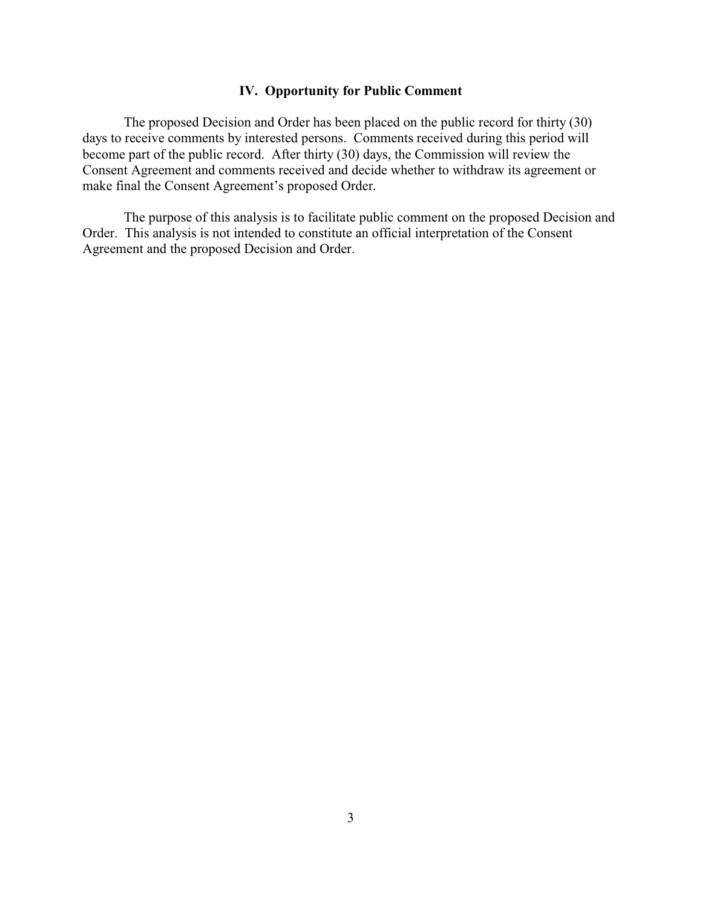## IV. Opportunity for Public Comment

The proposed Decision and Order has been placed on the public record for thirty (30) days to receive comments by interested persons. Comments received during this period will become part of the public record. After thirty (30) days, the Commission will review the Consent Agreement and comments received and decide whether to withdraw its agreement or make final the Consent Agreement's proposed Order.

The purpose of this analysis is to facilitate public comment on the proposed Decision and Order. This analysis is not intended to constitute an official interpretation of the Consent Agreement and the proposed Decision and Order.